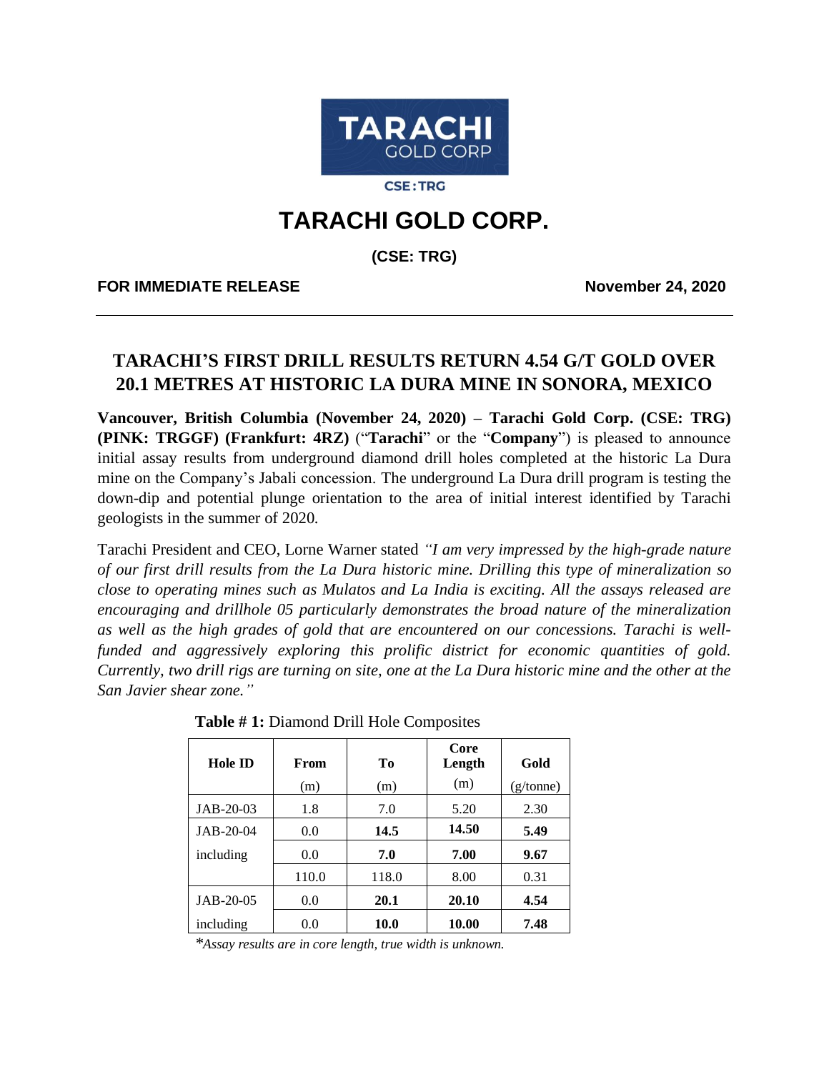**TARACHI GOLD CORP**

**CSE: TRG**

# TARACHI GOLD CORP.

**(CSE: TRG)**

**FOR IMMEDIATE RELEASE** **November 24, 2020**

---

## TARACHI'S FIRST DRILL RESULTS RETURN 4.54 G/T GOLD OVER 20.1 METRES AT HISTORIC LA DURA MINE IN SONORA, MEXICO

**Vancouver, British Columbia (November 24, 2020) – Tarachi Gold Corp. (CSE: TRG) (PINK: TRGGF) (Frankfurt: 4RZ)** ("**Tarachi**" or the "**Company**") is pleased to announce initial assay results from underground diamond drill holes completed at the historic La Dura mine on the Company's Jabali concession. The underground La Dura drill program is testing the down-dip and potential plunge orientation to the area of initial interest identified by Tarachi geologists in the summer of 2020.

Tarachi President and CEO, Lorne Warner stated *"I am very impressed by the high-grade nature of our first drill results from the La Dura historic mine. Drilling this type of mineralization so close to operating mines such as Mulatos and La India is exciting. All the assays released are encouraging and drillhole 05 particularly demonstrates the broad nature of the mineralization as well as the high grades of gold that are encountered on our concessions. Tarachi is well-funded and aggressively exploring this prolific district for economic quantities of gold. Currently, two drill rigs are turning on site, one at the La Dura historic mine and the other at the San Javier shear zone."*

**Table # 1:** Diamond Drill Hole Composites

| Hole ID | From (m) | To (m) | Core Length (m) | Gold (g/tonne) |
|---|---|---|---|---|
| JAB-20-03 | 1.8 | 7.0 | 5.20 | 2.30 |
| JAB-20-04 | 0.0 | **14.5** | **14.50** | **5.49** |
| including | 0.0 | **7.0** | **7.00** | **9.67** |
| | 110.0 | 118.0 | 8.00 | 0.31 |
| JAB-20-05 | 0.0 | **20.1** | **20.10** | **4.54** |
| including | 0.0 | **10.0** | **10.00** | **7.48** |

*\*Assay results are in core length, true width is unknown.*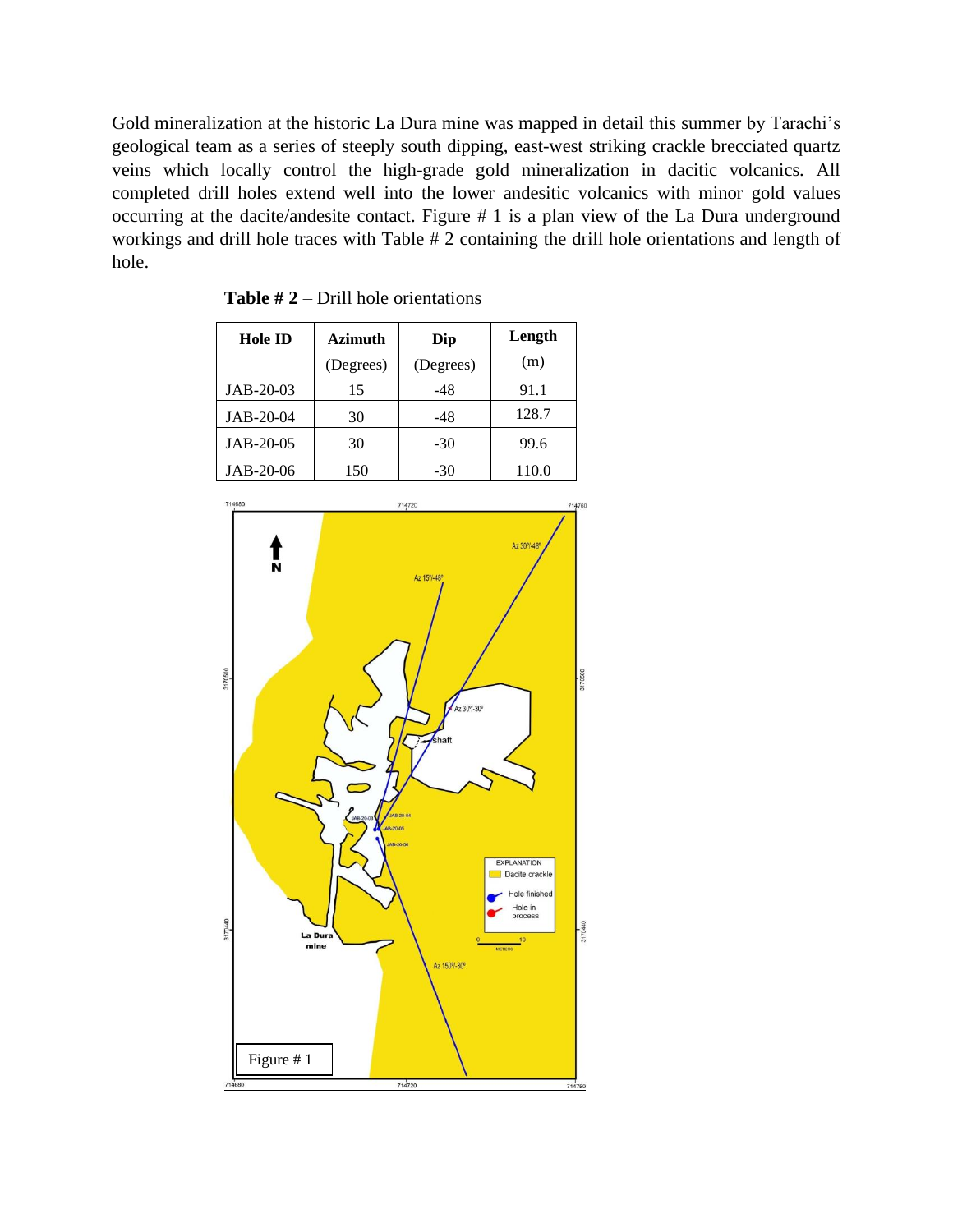Gold mineralization at the historic La Dura mine was mapped in detail this summer by Tarachi's geological team as a series of steeply south dipping, east-west striking crackle brecciated quartz veins which locally control the high-grade gold mineralization in dacitic volcanics. All completed drill holes extend well into the lower andesitic volcanics with minor gold values occurring at the dacite/andesite contact. Figure # 1 is a plan view of the La Dura underground workings and drill hole traces with Table # 2 containing the drill hole orientations and length of hole.

**Table # 2** – Drill hole orientations

| Hole ID | Azimuth (Degrees) | Dip (Degrees) | Length (m) |
|---|---|---|---|
| JAB-20-03 | 15 | -48 | 91.1 |
| JAB-20-04 | 30 | -48 | 128.7 |
| JAB-20-05 | 30 | -30 | 99.6 |
| JAB-20-06 | 150 | -30 | 110.0 |

Figure # 1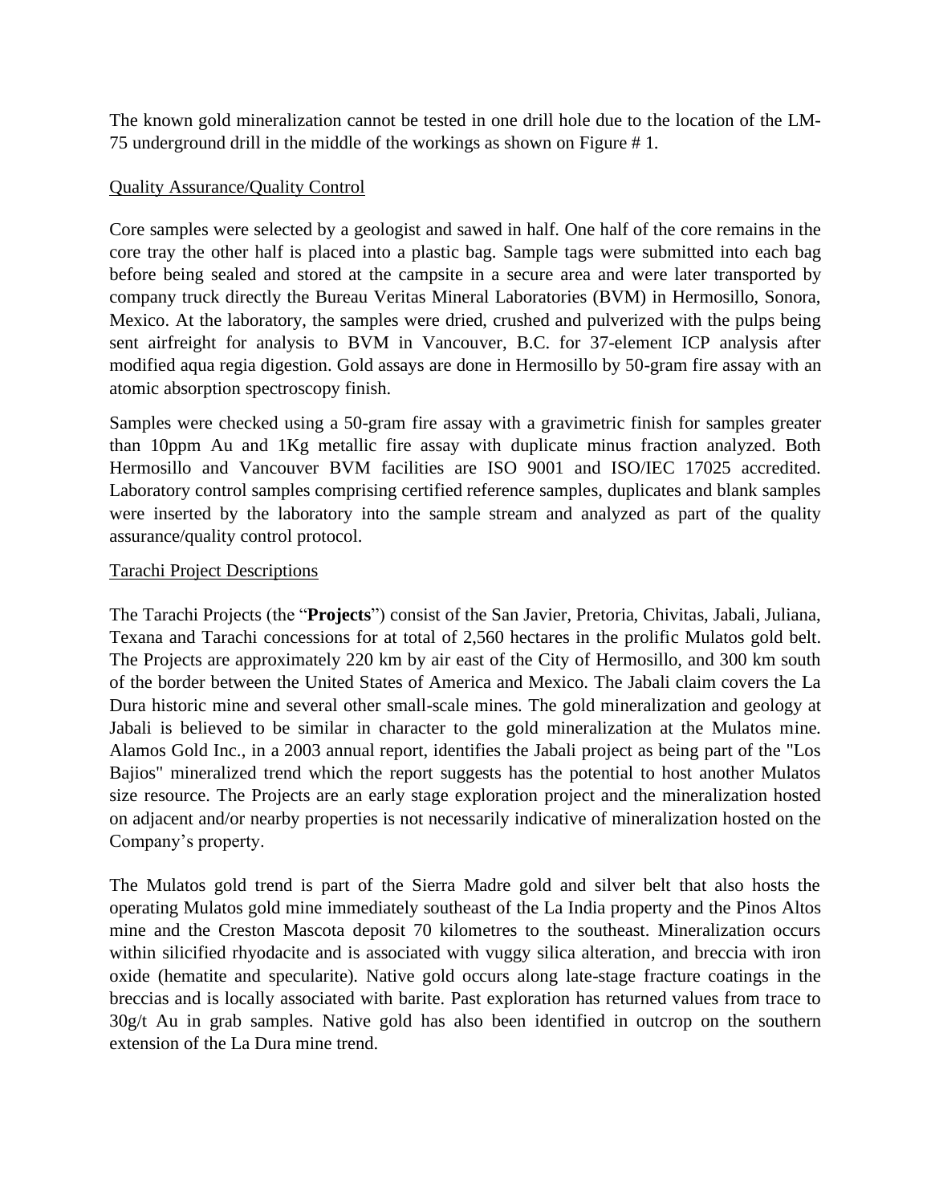The known gold mineralization cannot be tested in one drill hole due to the location of the LM-75 underground drill in the middle of the workings as shown on Figure # 1.

## Quality Assurance/Quality Control

Core samples were selected by a geologist and sawed in half. One half of the core remains in the core tray the other half is placed into a plastic bag. Sample tags were submitted into each bag before being sealed and stored at the campsite in a secure area and were later transported by company truck directly the Bureau Veritas Mineral Laboratories (BVM) in Hermosillo, Sonora, Mexico. At the laboratory, the samples were dried, crushed and pulverized with the pulps being sent airfreight for analysis to BVM in Vancouver, B.C. for 37-element ICP analysis after modified aqua regia digestion. Gold assays are done in Hermosillo by 50-gram fire assay with an atomic absorption spectroscopy finish.

Samples were checked using a 50-gram fire assay with a gravimetric finish for samples greater than 10ppm Au and 1Kg metallic fire assay with duplicate minus fraction analyzed. Both Hermosillo and Vancouver BVM facilities are ISO 9001 and ISO/IEC 17025 accredited. Laboratory control samples comprising certified reference samples, duplicates and blank samples were inserted by the laboratory into the sample stream and analyzed as part of the quality assurance/quality control protocol.

## Tarachi Project Descriptions

The Tarachi Projects (the "**Projects**") consist of the San Javier, Pretoria, Chivitas, Jabali, Juliana, Texana and Tarachi concessions for at total of 2,560 hectares in the prolific Mulatos gold belt. The Projects are approximately 220 km by air east of the City of Hermosillo, and 300 km south of the border between the United States of America and Mexico. The Jabali claim covers the La Dura historic mine and several other small-scale mines. The gold mineralization and geology at Jabali is believed to be similar in character to the gold mineralization at the Mulatos mine. Alamos Gold Inc., in a 2003 annual report, identifies the Jabali project as being part of the "Los Bajios" mineralized trend which the report suggests has the potential to host another Mulatos size resource. The Projects are an early stage exploration project and the mineralization hosted on adjacent and/or nearby properties is not necessarily indicative of mineralization hosted on the Company's property.

The Mulatos gold trend is part of the Sierra Madre gold and silver belt that also hosts the operating Mulatos gold mine immediately southeast of the La India property and the Pinos Altos mine and the Creston Mascota deposit 70 kilometres to the southeast. Mineralization occurs within silicified rhyodacite and is associated with vuggy silica alteration, and breccia with iron oxide (hematite and specularite). Native gold occurs along late-stage fracture coatings in the breccias and is locally associated with barite. Past exploration has returned values from trace to 30g/t Au in grab samples. Native gold has also been identified in outcrop on the southern extension of the La Dura mine trend.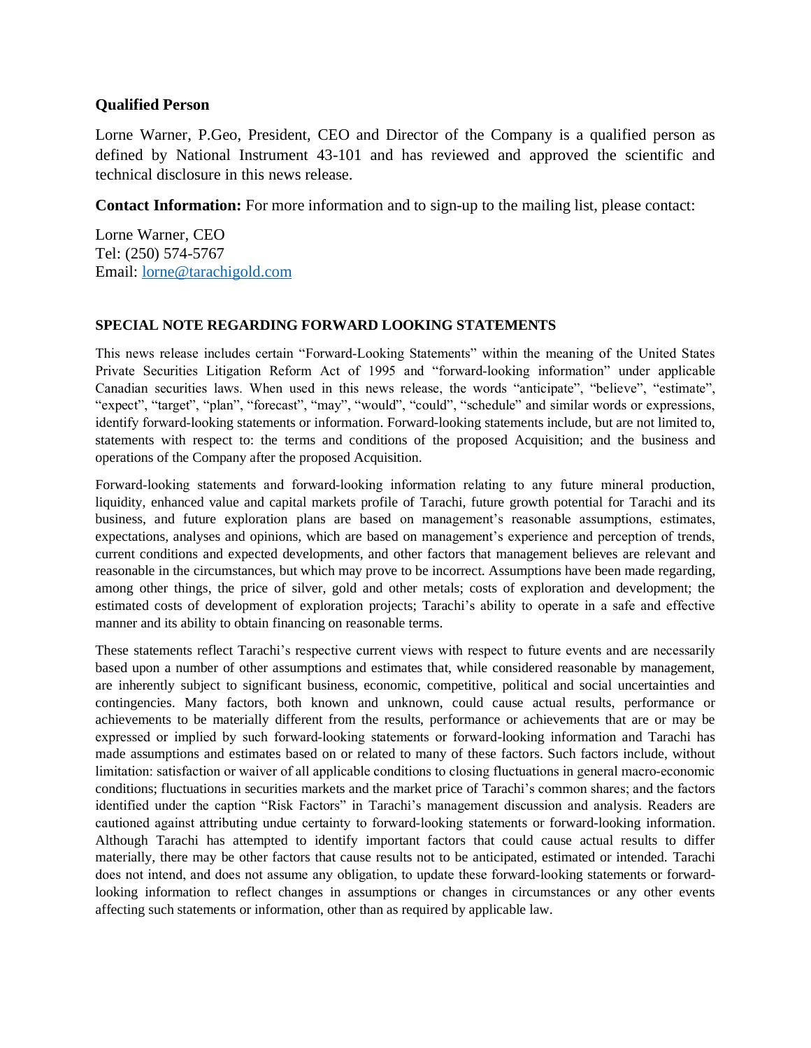**Qualified Person**

Lorne Warner, P.Geo, President, CEO and Director of the Company is a qualified person as defined by National Instrument 43-101 and has reviewed and approved the scientific and technical disclosure in this news release.

**Contact Information:** For more information and to sign-up to the mailing list, please contact:

Lorne Warner, CEO
Tel: (250) 574-5767
Email: lorne@tarachigold.com

**SPECIAL NOTE REGARDING FORWARD LOOKING STATEMENTS**

This news release includes certain "Forward-Looking Statements" within the meaning of the United States Private Securities Litigation Reform Act of 1995 and "forward-looking information" under applicable Canadian securities laws. When used in this news release, the words "anticipate", "believe", "estimate", "expect", "target", "plan", "forecast", "may", "would", "could", "schedule" and similar words or expressions, identify forward-looking statements or information. Forward-looking statements include, but are not limited to, statements with respect to: the terms and conditions of the proposed Acquisition; and the business and operations of the Company after the proposed Acquisition.

Forward-looking statements and forward-looking information relating to any future mineral production, liquidity, enhanced value and capital markets profile of Tarachi, future growth potential for Tarachi and its business, and future exploration plans are based on management's reasonable assumptions, estimates, expectations, analyses and opinions, which are based on management's experience and perception of trends, current conditions and expected developments, and other factors that management believes are relevant and reasonable in the circumstances, but which may prove to be incorrect. Assumptions have been made regarding, among other things, the price of silver, gold and other metals; costs of exploration and development; the estimated costs of development of exploration projects; Tarachi's ability to operate in a safe and effective manner and its ability to obtain financing on reasonable terms.

These statements reflect Tarachi's respective current views with respect to future events and are necessarily based upon a number of other assumptions and estimates that, while considered reasonable by management, are inherently subject to significant business, economic, competitive, political and social uncertainties and contingencies. Many factors, both known and unknown, could cause actual results, performance or achievements to be materially different from the results, performance or achievements that are or may be expressed or implied by such forward-looking statements or forward-looking information and Tarachi has made assumptions and estimates based on or related to many of these factors. Such factors include, without limitation: satisfaction or waiver of all applicable conditions to closing fluctuations in general macro-economic conditions; fluctuations in securities markets and the market price of Tarachi's common shares; and the factors identified under the caption "Risk Factors" in Tarachi's management discussion and analysis. Readers are cautioned against attributing undue certainty to forward-looking statements or forward-looking information. Although Tarachi has attempted to identify important factors that could cause actual results to differ materially, there may be other factors that cause results not to be anticipated, estimated or intended. Tarachi does not intend, and does not assume any obligation, to update these forward-looking statements or forward-looking information to reflect changes in assumptions or changes in circumstances or any other events affecting such statements or information, other than as required by applicable law.